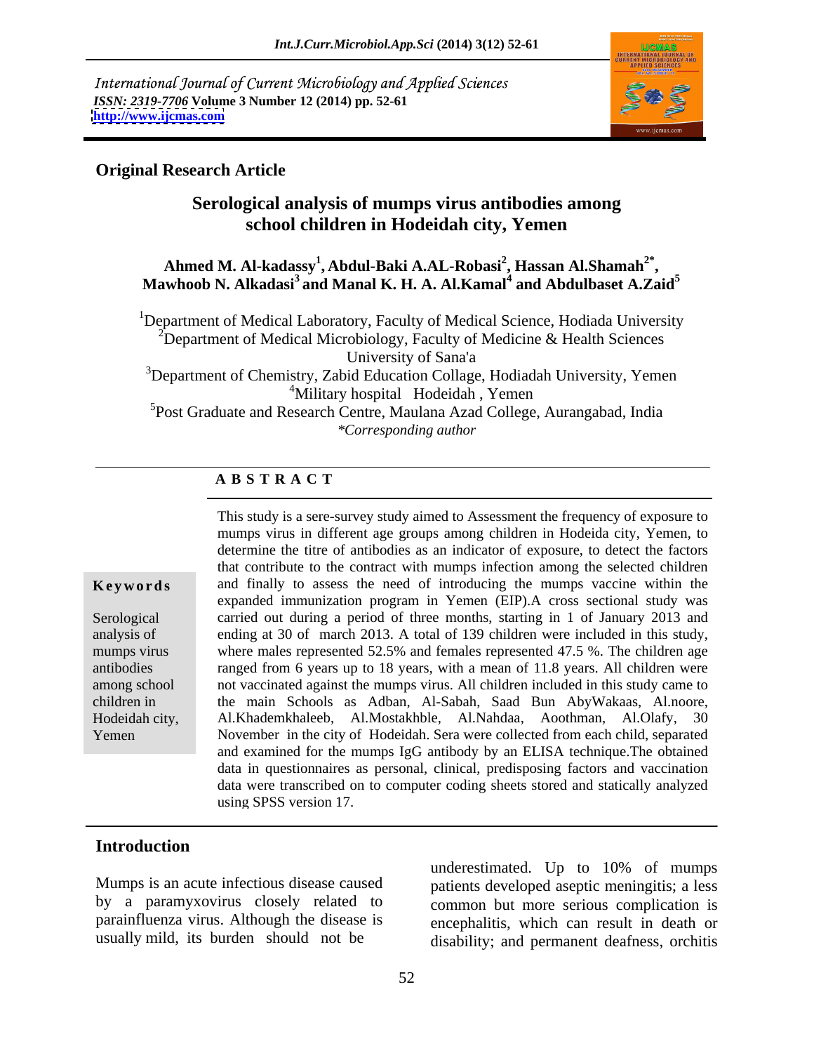International Journal of Current Microbiology and Applied Sciences
*ISSN: 2319-7706* **Volume 3 Number 12 (2014) pp. 52-61**
**http://www.ijcmas.com**

**Original Research Article**

# Serological analysis of mumps virus antibodies among school children in Hodeidah city, Yemen

**Ahmed M. Al-kadassy[1], Abdul-Baki A.AL-Robasi[2], Hassan Al.Shamah[2*], Mawhoob N. Alkadasi[3] and Manal K. H. A. Al.Kamal[4] and Abdulbaset A.Zaid[5]**

[1]Department of Medical Laboratory, Faculty of Medical Science, Hodiada University
[2]Department of Medical Microbiology, Faculty of Medicine & Health Sciences University of Sana'a
[3]Department of Chemistry, Zabid Education Collage, Hodiadah University, Yemen
[4]Military hospital Hodeidah , Yemen
[5]Post Graduate and Research Centre, Maulana Azad College, Aurangabad, India
*\*Corresponding author*

## A B S T R A C T

**Keywords**

Serological analysis of mumps virus antibodies among school children in Hodeidah city, Yemen

This study is a sere-survey study aimed to Assessment the frequency of exposure to mumps virus in different age groups among children in Hodeida city, Yemen, to determine the titre of antibodies as an indicator of exposure, to detect the factors that contribute to the contract with mumps infection among the selected children and finally to assess the need of introducing the mumps vaccine within the expanded immunization program in Yemen (EIP).A cross sectional study was carried out during a period of three months, starting in 1 of January 2013 and ending at 30 of march 2013. A total of 139 children were included in this study, where males represented 52.5% and females represented 47.5 %. The children age ranged from 6 years up to 18 years, with a mean of 11.8 years. All children were not vaccinated against the mumps virus. All children included in this study came to the main Schools as Adban, Al-Sabah, Saad Bun AbyWakaas, Al.noore, Al.Khademkhaleeb, Al.Mostakhble, Al.Nahdaa, Aoothman, Al.Olafy, 30 November in the city of Hodeidah. Sera were collected from each child, separated and examined for the mumps IgG antibody by an ELISA technique.The obtained data in questionnaires as personal, clinical, predisposing factors and vaccination data were transcribed on to computer coding sheets stored and statically analyzed using SPSS version 17.

## Introduction

Mumps is an acute infectious disease caused by a paramyxovirus closely related to parainfluenza virus. Although the disease is usually mild, its burden should not be underestimated. Up to 10% of mumps patients developed aseptic meningitis; a less common but more serious complication is encephalitis, which can result in death or disability; and permanent deafness, orchitis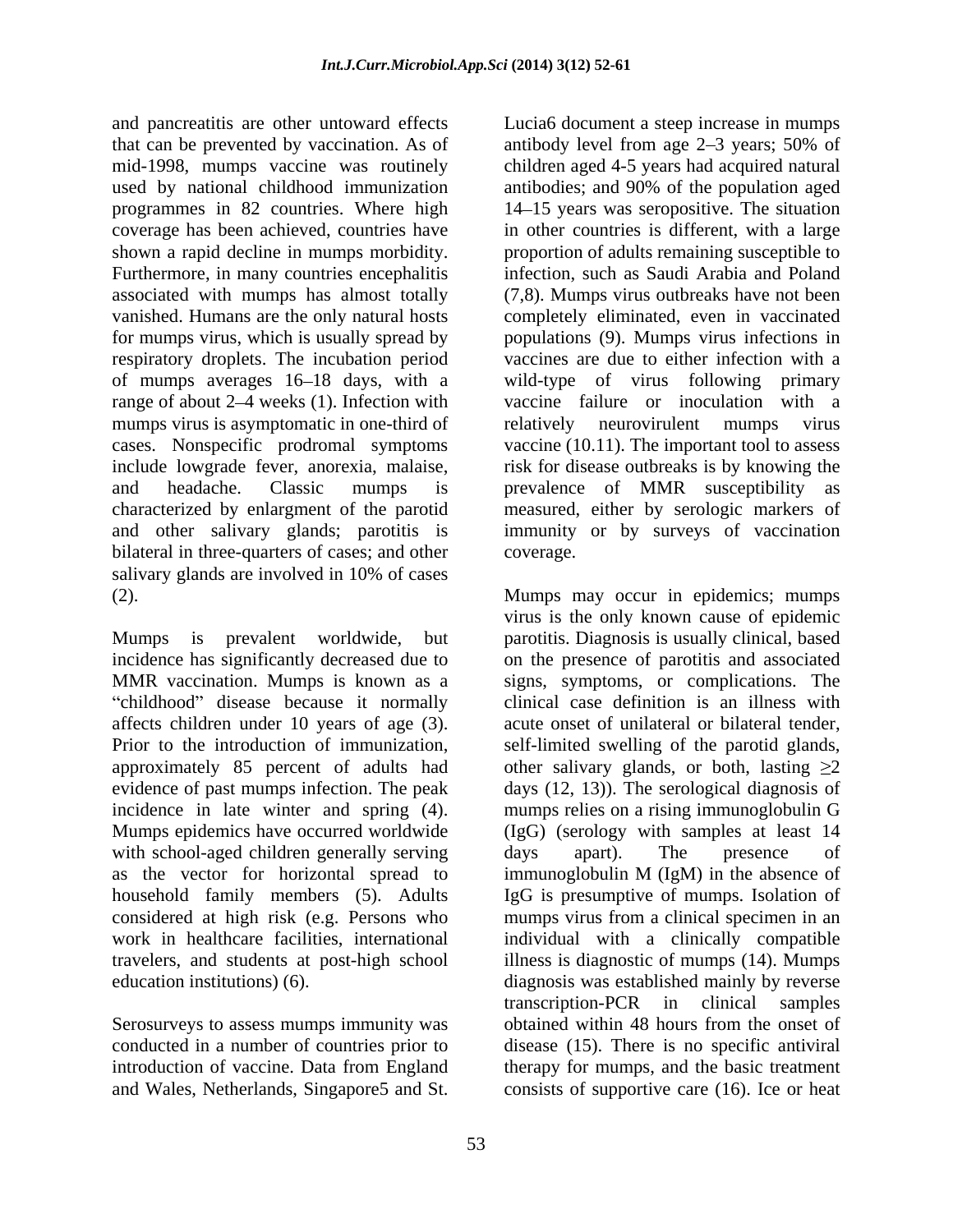and pancreatitis are other untoward effects that can be prevented by vaccination. As of mid-1998, mumps vaccine was routinely used by national childhood immunization programmes in 82 countries. Where high coverage has been achieved, countries have shown a rapid decline in mumps morbidity. Furthermore, in many countries encephalitis associated with mumps has almost totally vanished. Humans are the only natural hosts for mumps virus, which is usually spread by respiratory droplets. The incubation period of mumps averages 16–18 days, with a range of about 2–4 weeks (1). Infection with mumps virus is asymptomatic in one-third of cases. Nonspecific prodromal symptoms include lowgrade fever, anorexia, malaise, and headache. Classic mumps is characterized by enlargment of the parotid and other salivary glands; parotitis is bilateral in three-quarters of cases; and other salivary glands are involved in 10% of cases (2).

Mumps is prevalent worldwide, but incidence has significantly decreased due to MMR vaccination. Mumps is known as a "childhood" disease because it normally affects children under 10 years of age (3). Prior to the introduction of immunization, approximately 85 percent of adults had evidence of past mumps infection. The peak incidence in late winter and spring (4). Mumps epidemics have occurred worldwide with school-aged children generally serving as the vector for horizontal spread to household family members (5). Adults considered at high risk (e.g. Persons who work in healthcare facilities, international travelers, and students at post-high school education institutions) (6).

Serosurveys to assess mumps immunity was conducted in a number of countries prior to introduction of vaccine. Data from England and Wales, Netherlands, Singapore5 and St. Lucia6 document a steep increase in mumps antibody level from age 2–3 years; 50% of children aged 4-5 years had acquired natural antibodies; and 90% of the population aged 14–15 years was seropositive. The situation in other countries is different, with a large proportion of adults remaining susceptible to infection, such as Saudi Arabia and Poland (7,8). Mumps virus outbreaks have not been completely eliminated, even in vaccinated populations (9). Mumps virus infections in vaccines are due to either infection with a wild-type of virus following primary vaccine failure or inoculation with a relatively neurovirulent mumps virus vaccine (10.11). The important tool to assess risk for disease outbreaks is by knowing the prevalence of MMR susceptibility as measured, either by serologic markers of immunity or by surveys of vaccination coverage.

Mumps may occur in epidemics; mumps virus is the only known cause of epidemic parotitis. Diagnosis is usually clinical, based on the presence of parotitis and associated signs, symptoms, or complications. The clinical case definition is an illness with acute onset of unilateral or bilateral tender, self-limited swelling of the parotid glands, other salivary glands, or both, lasting $\geq 2$ days (12, 13)). The serological diagnosis of mumps relies on a rising immunoglobulin G (IgG) (serology with samples at least 14 days apart). The presence of immunoglobulin M (IgM) in the absence of IgG is presumptive of mumps. Isolation of mumps virus from a clinical specimen in an individual with a clinically compatible illness is diagnostic of mumps (14). Mumps diagnosis was established mainly by reverse transcription-PCR in clinical samples obtained within 48 hours from the onset of disease (15). There is no specific antiviral therapy for mumps, and the basic treatment consists of supportive care (16). Ice or heat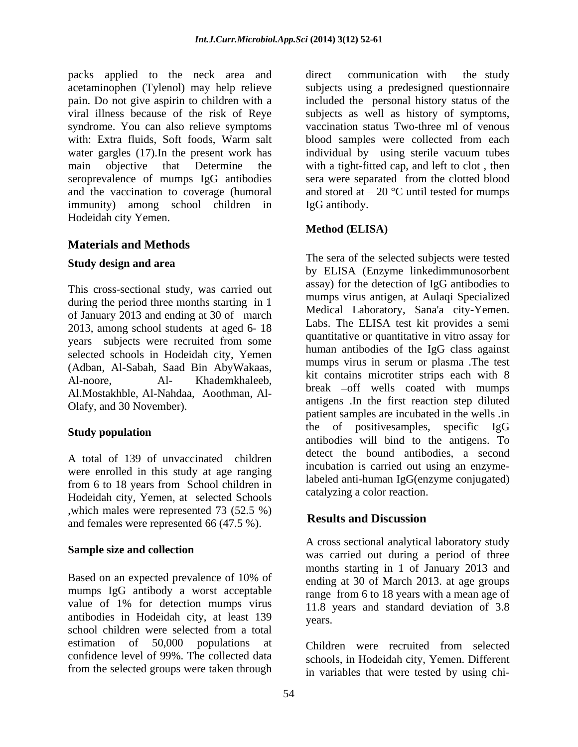packs applied to the neck area and acetaminophen (Tylenol) may help relieve pain. Do not give aspirin to children with a viral illness because of the risk of Reye syndrome. You can also relieve symptoms with: Extra fluids, Soft foods, Warm salt water gargles (17).In the present work has main objective that Determine the seroprevalence of mumps IgG antibodies and the vaccination to coverage (humoral immunity) among school children in Hodeidah city Yemen.

## Materials and Methods

### Study design and area

This cross-sectional study, was carried out during the period three months starting in 1 of January 2013 and ending at 30 of march 2013, among school students at aged 6- 18 years subjects were recruited from some selected schools in Hodeidah city, Yemen (Adban, Al-Sabah, Saad Bin AbyWakaas, Al-noore, Al- Khademkhaleeb, Al.Mostakhble, Al-Nahdaa, Aoothman, Al-Olafy, and 30 November).

### Study population

A total of 139 of unvaccinated children were enrolled in this study at age ranging from 6 to 18 years from School children in Hodeidah city, Yemen, at selected Schools ,which males were represented 73 (52.5 %) and females were represented 66 (47.5 %).

### Sample size and collection

Based on an expected prevalence of 10% of mumps IgG antibody a worst acceptable value of 1% for detection mumps virus antibodies in Hodeidah city, at least 139 school children were selected from a total estimation of 50,000 populations at confidence level of 99%. The collected data from the selected groups were taken through direct communication with the study subjects using a predesigned questionnaire included the personal history status of the subjects as well as history of symptoms, vaccination status Two-three ml of venous blood samples were collected from each individual by using sterile vacuum tubes with a tight-fitted cap, and left to clot , then sera were separated from the clotted blood and stored at – 20 °C until tested for mumps IgG antibody.

### Method (ELISA)

The sera of the selected subjects were tested by ELISA (Enzyme linkedimmunosorbent assay) for the detection of IgG antibodies to mumps virus antigen, at Aulaqi Specialized Medical Laboratory, Sana'a city-Yemen. Labs. The ELISA test kit provides a semi quantitative or quantitative in vitro assay for human antibodies of the IgG class against mumps virus in serum or plasma .The test kit contains microtiter strips each with 8 break –off wells coated with mumps antigens .In the first reaction step diluted patient samples are incubated in the wells .in the of positivesamples, specific IgG antibodies will bind to the antigens. To detect the bound antibodies, a second incubation is carried out using an enzyme-labeled anti-human IgG(enzyme conjugated) catalyzing a color reaction.

## Results and Discussion

A cross sectional analytical laboratory study was carried out during a period of three months starting in 1 of January 2013 and ending at 30 of March 2013. at age groups range from 6 to 18 years with a mean age of 11.8 years and standard deviation of 3.8 years.

Children were recruited from selected schools, in Hodeidah city, Yemen. Different in variables that were tested by using chi-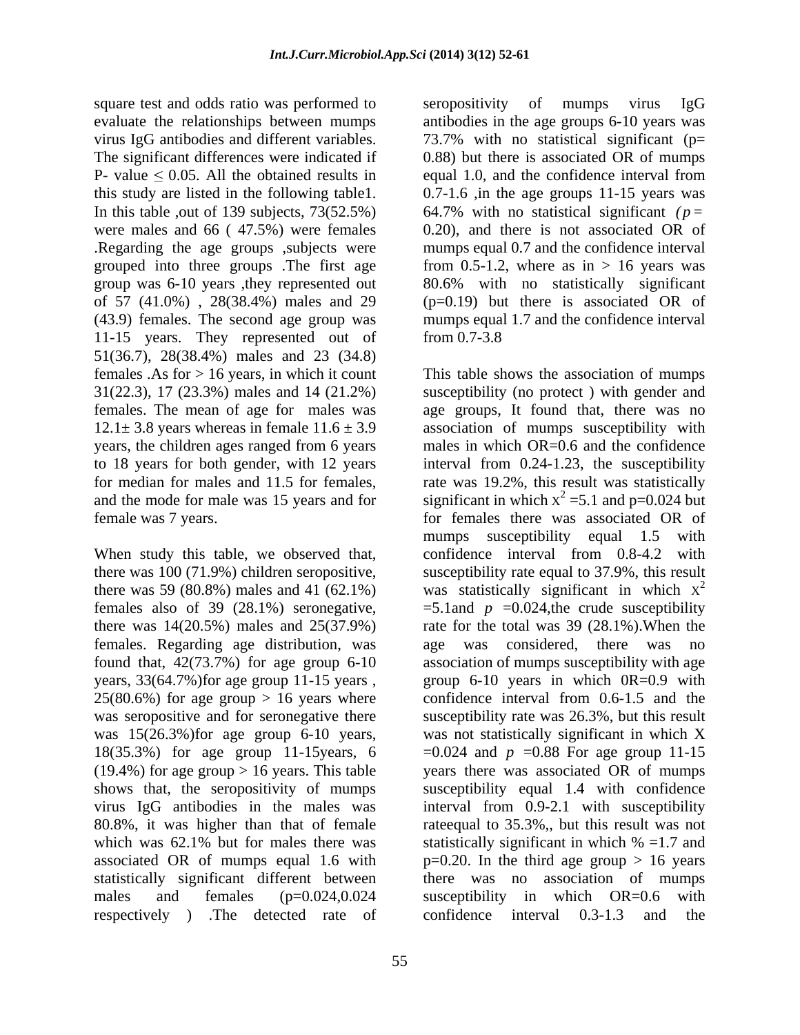square test and odds ratio was performed to evaluate the relationships between mumps virus IgG antibodies and different variables. The significant differences were indicated if P- value ≤ 0.05. All the obtained results in this study are listed in the following table1. In this table ,out of 139 subjects, 73(52.5%) were males and 66 ( 47.5%) were females .Regarding the age groups ,subjects were grouped into three groups .The first age group was 6-10 years ,they represented out of 57 (41.0%) , 28(38.4%) males and 29 (43.9) females. The second age group was 11-15 years. They represented out of 51(36.7), 28(38.4%) males and 23 (34.8) females .As for > 16 years, in which it count 31(22.3), 17 (23.3%) males and 14 (21.2%) females. The mean of age for males was 12.1± 3.8 years whereas in female 11.6 ± 3.9 years, the children ages ranged from 6 years to 18 years for both gender, with 12 years for median for males and 11.5 for females, and the mode for male was 15 years and for female was 7 years.

When study this table, we observed that, there was 100 (71.9%) children seropositive, there was 59 (80.8%) males and 41 (62.1%) females also of 39 (28.1%) seronegative, there was 14(20.5%) males and 25(37.9%) females. Regarding age distribution, was found that, 42(73.7%) for age group 6-10 years, 33(64.7%)for age group 11-15 years , 25(80.6%) for age group > 16 years where was seropositive and for seronegative there was 15(26.3%)for age group 6-10 years, 18(35.3%) for age group 11-15years, 6 (19.4%) for age group > 16 years. This table shows that, the seropositivity of mumps virus IgG antibodies in the males was 80.8%, it was higher than that of female which was 62.1% but for males there was associated OR of mumps equal 1.6 with statistically significant different between males and females (p=0.024,0.024 respectively ) .The detected rate of seropositivity of mumps virus IgG antibodies in the age groups 6-10 years was 73.7% with no statistical significant (p= 0.88) but there is associated OR of mumps equal 1.0, and the confidence interval from 0.7-1.6 ,in the age groups 11-15 years was 64.7% with no statistical significant *(p* = 0.20), and there is not associated OR of mumps equal 0.7 and the confidence interval from 0.5-1.2, where as in > 16 years was 80.6% with no statistically significant (p=0.19) but there is associated OR of mumps equal 1.7 and the confidence interval from 0.7-3.8

This table shows the association of mumps susceptibility (no protect ) with gender and age groups, It found that, there was no association of mumps susceptibility with males in which OR=0.6 and the confidence interval from 0.24-1.23, the susceptibility rate was 19.2%, this result was statistically significant in which $x^2$ =5.1 and p=0.024 but for females there was associated OR of mumps susceptibility equal 1.5 with confidence interval from 0.8-4.2 with susceptibility rate equal to 37.9%, this result was statistically significant in which $x^2$ =5.1and *p* =0.024,the crude susceptibility rate for the total was 39 (28.1%).When the age was considered, there was no association of mumps susceptibility with age group 6-10 years in which 0R=0.9 with confidence interval from 0.6-1.5 and the susceptibility rate was 26.3%, but this result was not statistically significant in which X =0.024 and *p* =0.88 For age group 11-15 years there was associated OR of mumps susceptibility equal 1.4 with confidence interval from 0.9-2.1 with susceptibility rateequal to 35.3%,, but this result was not statistically significant in which % =1.7 and p=0.20. In the third age group > 16 years there was no association of mumps susceptibility in which OR=0.6 with confidence interval 0.3-1.3 and the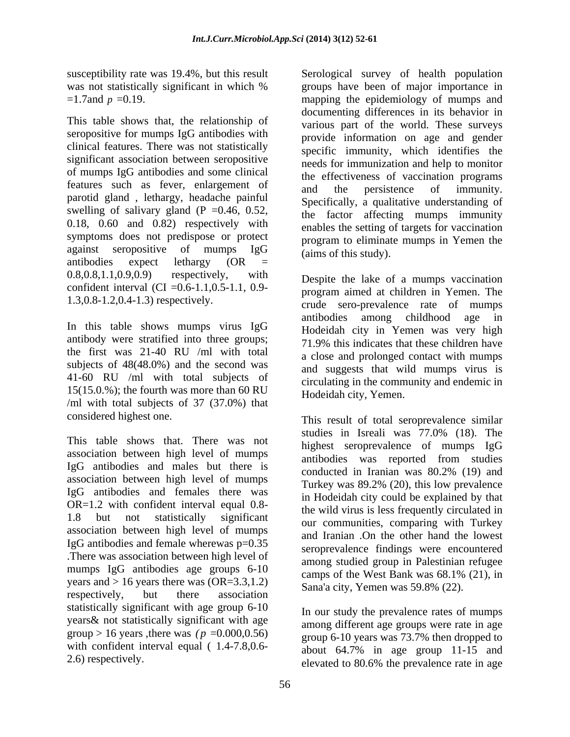susceptibility rate was 19.4%, but this result was not statistically significant in which % =1.7and *p* =0.19.

This table shows that, the relationship of seropositive for mumps IgG antibodies with clinical features. There was not statistically significant association between seropositive of mumps IgG antibodies and some clinical features such as fever, enlargement of parotid gland , lethargy, headache painful swelling of salivary gland (P =0.46, 0.52, 0.18, 0.60 and 0.82) respectively with symptoms does not predispose or protect against seropositive of mumps IgG antibodies expect lethargy (OR = 0.8,0.8,1.1,0.9,0.9) respectively, with confident interval (CI =0.6-1.1,0.5-1.1, 0.9-1.3,0.8-1.2,0.4-1.3) respectively.

In this table shows mumps virus IgG antibody were stratified into three groups; the first was 21-40 RU /ml with total subjects of 48(48.0%) and the second was 41-60 RU /ml with total subjects of 15(15.0.%); the fourth was more than 60 RU /ml with total subjects of 37 (37.0%) that considered highest one.

This table shows that. There was not association between high level of mumps IgG antibodies and males but there is association between high level of mumps IgG antibodies and females there was OR=1.2 with confident interval equal 0.8-1.8 but not statistically significant association between high level of mumps IgG antibodies and female wherewas p=0.35 .There was association between high level of mumps IgG antibodies age groups 6-10 years and > 16 years there was (OR=3.3,1.2) respectively, but there association statistically significant with age group 6-10 years& not statistically significant with age group > 16 years ,there was *(p* =0.000,0.56) with confident interval equal ( 1.4-7.8,0.6-2.6) respectively.

Serological survey of health population groups have been of major importance in mapping the epidemiology of mumps and documenting differences in its behavior in various part of the world. These surveys provide information on age and gender specific immunity, which identifies the needs for immunization and help to monitor the effectiveness of vaccination programs and the persistence of immunity. Specifically, a qualitative understanding of the factor affecting mumps immunity enables the setting of targets for vaccination program to eliminate mumps in Yemen the (aims of this study).

Despite the lake of a mumps vaccination program aimed at children in Yemen. The crude sero-prevalence rate of mumps antibodies among childhood age in Hodeidah city in Yemen was very high 71.9% this indicates that these children have a close and prolonged contact with mumps and suggests that wild mumps virus is circulating in the community and endemic in Hodeidah city, Yemen.

This result of total seroprevalence similar studies in Isreali was 77.0% (18). The highest seroprevalence of mumps IgG antibodies was reported from studies conducted in Iranian was 80.2% (19) and Turkey was 89.2% (20), this low prevalence in Hodeidah city could be explained by that the wild virus is less frequently circulated in our communities, comparing with Turkey and Iranian .On the other hand the lowest seroprevalence findings were encountered among studied group in Palestinian refugee camps of the West Bank was 68.1% (21), in Sana'a city, Yemen was 59.8% (22).

In our study the prevalence rates of mumps among different age groups were rate in age group 6-10 years was 73.7% then dropped to about 64.7% in age group 11-15 and elevated to 80.6% the prevalence rate in age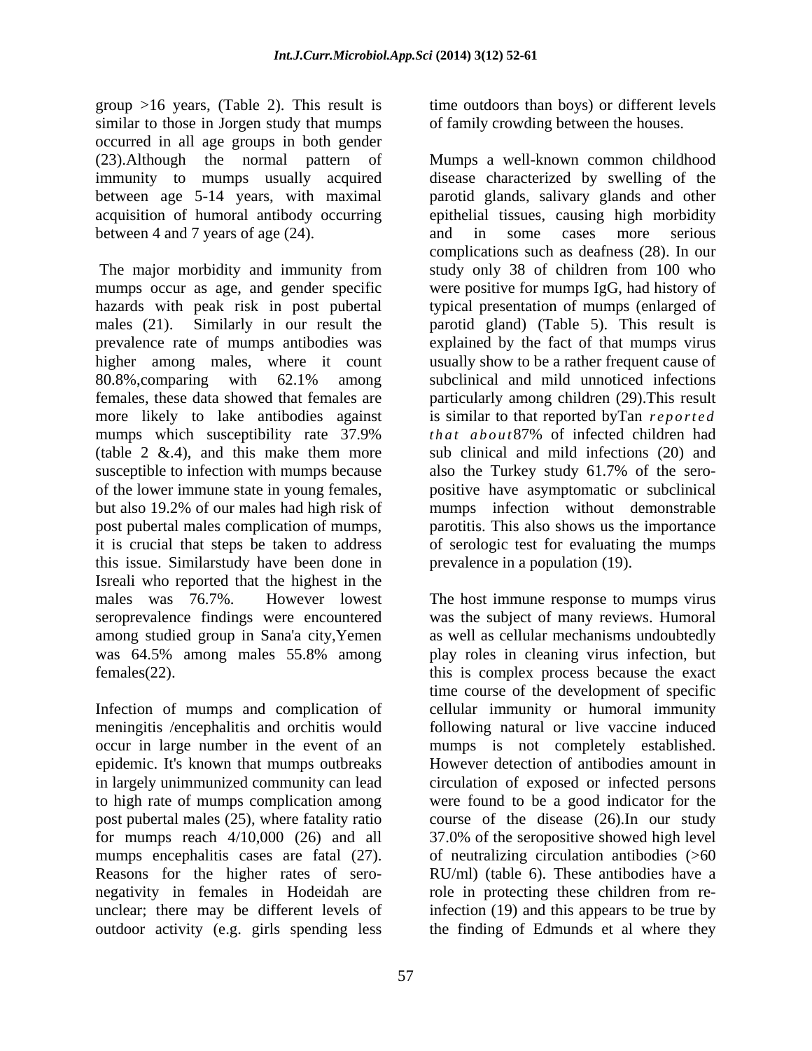group >16 years, (Table 2). This result is similar to those in Jorgen study that mumps occurred in all age groups in both gender (23).Although the normal pattern of immunity to mumps usually acquired between age 5-14 years, with maximal acquisition of humoral antibody occurring between 4 and 7 years of age (24).

The major morbidity and immunity from mumps occur as age, and gender specific hazards with peak risk in post pubertal males (21). Similarly in our result the prevalence rate of mumps antibodies was higher among males, where it count 80.8%,comparing with 62.1% among females, these data showed that females are more likely to lake antibodies against mumps which susceptibility rate 37.9% (table 2 &.4), and this make them more susceptible to infection with mumps because of the lower immune state in young females, but also 19.2% of our males had high risk of post pubertal males complication of mumps, it is crucial that steps be taken to address this issue. Similarstudy have been done in Isreali who reported that the highest in the males was 76.7%. However lowest seroprevalence findings were encountered among studied group in Sana'a city,Yemen was 64.5% among males 55.8% among females(22).

Infection of mumps and complication of meningitis /encephalitis and orchitis would occur in large number in the event of an epidemic. It's known that mumps outbreaks in largely unimmunized community can lead to high rate of mumps complication among post pubertal males (25), where fatality ratio for mumps reach 4/10,000 (26) and all mumps encephalitis cases are fatal (27). Reasons for the higher rates of sero-negativity in females in Hodeidah are unclear; there may be different levels of outdoor activity (e.g. girls spending less time outdoors than boys) or different levels of family crowding between the houses.

Mumps a well-known common childhood disease characterized by swelling of the parotid glands, salivary glands and other epithelial tissues, causing high morbidity and in some cases more serious complications such as deafness (28). In our study only 38 of children from 100 who were positive for mumps IgG, had history of typical presentation of mumps (enlarged of parotid gland) (Table 5). This result is explained by the fact of that mumps virus usually show to be a rather frequent cause of subclinical and mild unnoticed infections particularly among children (29).This result is similar to that reported byTan *reported that about*87% of infected children had sub clinical and mild infections (20) and also the Turkey study 61.7% of the sero-positive have asymptomatic or subclinical mumps infection without demonstrable parotitis. This also shows us the importance of serologic test for evaluating the mumps prevalence in a population (19).

The host immune response to mumps virus was the subject of many reviews. Humoral as well as cellular mechanisms undoubtedly play roles in cleaning virus infection, but this is complex process because the exact time course of the development of specific cellular immunity or humoral immunity following natural or live vaccine induced mumps is not completely established. However detection of antibodies amount in circulation of exposed or infected persons were found to be a good indicator for the course of the disease (26).In our study 37.0% of the seropositive showed high level of neutralizing circulation antibodies (>60 RU/ml) (table 6). These antibodies have a role in protecting these children from re-infection (19) and this appears to be true by the finding of Edmunds et al where they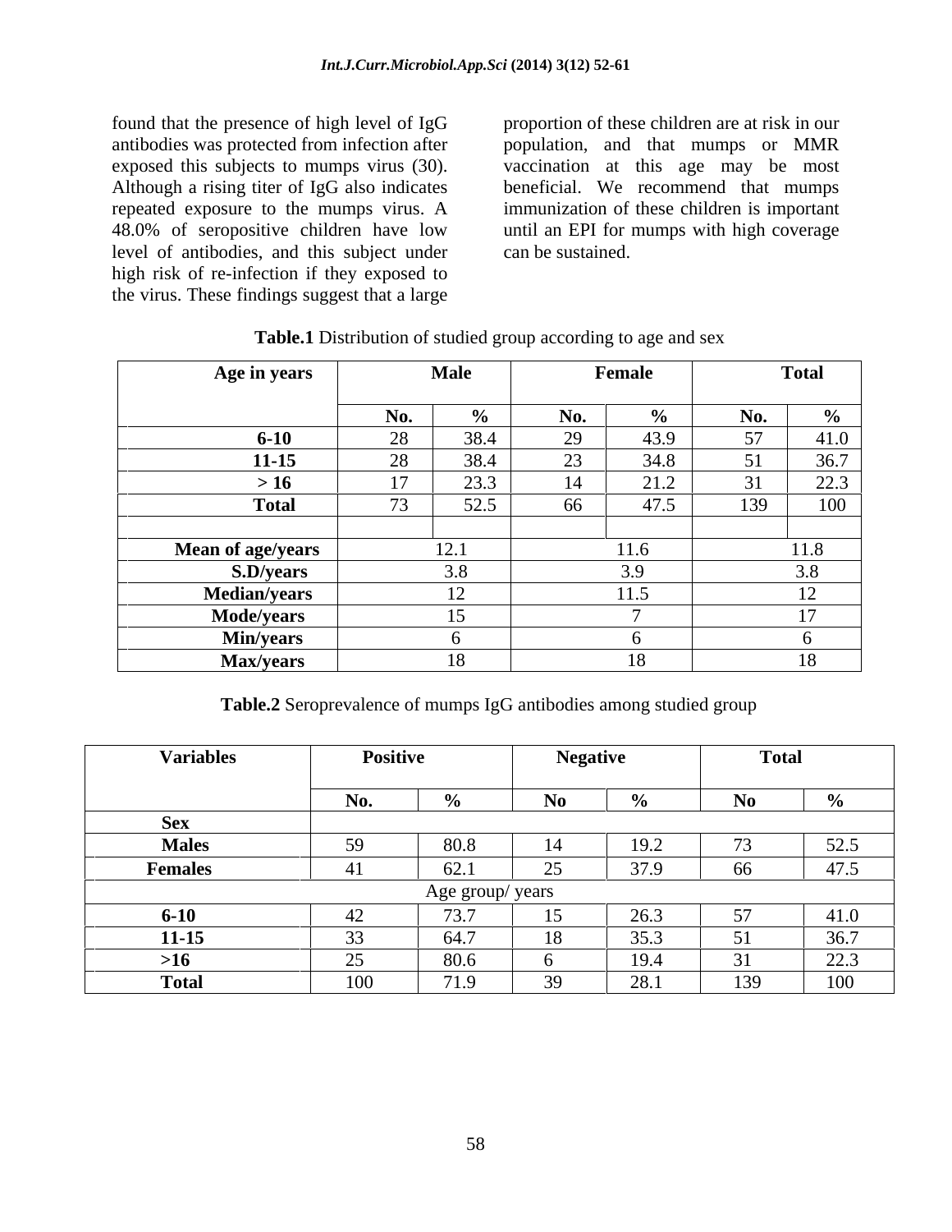found that the presence of high level of IgG antibodies was protected from infection after exposed this subjects to mumps virus (30). Although a rising titer of IgG also indicates repeated exposure to the mumps virus. A 48.0% of seropositive children have low level of antibodies, and this subject under high risk of re-infection if they exposed to the virus. These findings suggest that a large proportion of these children are at risk in our population, and that mumps or MMR vaccination at this age may be most beneficial. We recommend that mumps immunization of these children is important until an EPI for mumps with high coverage can be sustained.

**Table.1** Distribution of studied group according to age and sex

| Age in years | Male | | Female | | Total | |
|---|---|---|---|---|---|---|
| | No. | % | No. | % | No. | % |
| **6-10** | 28 | 38.4 | 29 | 43.9 | 57 | 41.0 |
| **11-15** | 28 | 38.4 | 23 | 34.8 | 51 | 36.7 |
| **> 16** | 17 | 23.3 | 14 | 21.2 | 31 | 22.3 |
| **Total** | 73 | 52.5 | 66 | 47.5 | 139 | 100 |
| | | | | | | |
| **Mean of age/years** | 12.1 | | 11.6 | | 11.8 | |
| **S.D/years** | 3.8 | | 3.9 | | 3.8 | |
| **Median/years** | 12 | | 11.5 | | 12 | |
| **Mode/years** | 15 | | 7 | | 17 | |
| **Min/years** | 6 | | 6 | | 6 | |
| **Max/years** | 18 | | 18 | | 18 | |

**Table.2** Seroprevalence of mumps IgG antibodies among studied group

| Variables | Positive | | Negative | | Total | |
|---|---|---|---|---|---|---|
| | No. | % | No | % | No | % |
| **Sex** | | | | | | |
| **Males** | 59 | 80.8 | 14 | 19.2 | 73 | 52.5 |
| **Females** | 41 | 62.1 | 25 | 37.9 | 66 | 47.5 |
| Age group/ years | | | | | | |
| **6-10** | 42 | 73.7 | 15 | 26.3 | 57 | 41.0 |
| **11-15** | 33 | 64.7 | 18 | 35.3 | 51 | 36.7 |
| **>16** | 25 | 80.6 | 6 | 19.4 | 31 | 22.3 |
| **Total** | 100 | 71.9 | 39 | 28.1 | 139 | 100 |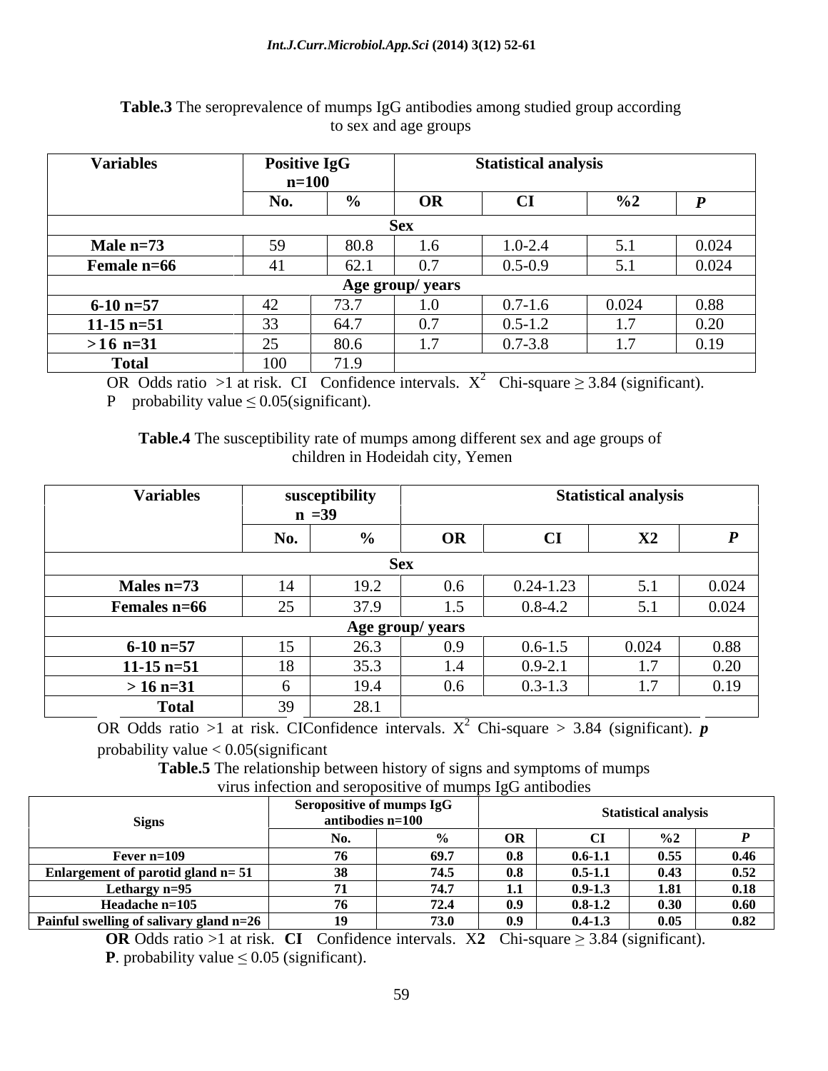**Table.3** The seroprevalence of mumps IgG antibodies among studied group according to sex and age groups

| Variables | Positive IgG n=100 | | Statistical analysis | | | |
|---|---|---|---|---|---|---|
| | No. | % | OR | CI | %2 | *P* |
| **Sex** | | | | | | |
| **Male n=73** | 59 | 80.8 | 1.6 | 1.0-2.4 | 5.1 | 0.024 |
| **Female n=66** | 41 | 62.1 | 0.7 | 0.5-0.9 | 5.1 | 0.024 |
| **Age group/ years** | | | | | | |
| **6-10 n=57** | 42 | 73.7 | 1.0 | 0.7-1.6 | 0.024 | 0.88 |
| **11-15 n=51** | 33 | 64.7 | 0.7 | 0.5-1.2 | 1.7 | 0.20 |
| **>16 n=31** | 25 | 80.6 | 1.7 | 0.7-3.8 | 1.7 | 0.19 |
| **Total** | 100 | 71.9 | | | | |

OR Odds ratio >1 at risk. CI Confidence intervals. $X^2$ Chi-square ≥ 3.84 (significant).
P probability value ≤ 0.05(significant).

**Table.4** The susceptibility rate of mumps among different sex and age groups of children in Hodeidah city, Yemen

| Variables | susceptibility n =39 | | Statistical analysis | | | |
|---|---|---|---|---|---|---|
| | No. | % | OR | CI | X2 | *P* |
| **Sex** | | | | | | |
| **Males n=73** | 14 | 19.2 | 0.6 | 0.24-1.23 | 5.1 | 0.024 |
| **Females n=66** | 25 | 37.9 | 1.5 | 0.8-4.2 | 5.1 | 0.024 |
| **Age group/ years** | | | | | | |
| **6-10 n=57** | 15 | 26.3 | 0.9 | 0.6-1.5 | 0.024 | 0.88 |
| **11-15 n=51** | 18 | 35.3 | 1.4 | 0.9-2.1 | 1.7 | 0.20 |
| **> 16 n=31** | 6 | 19.4 | 0.6 | 0.3-1.3 | 1.7 | 0.19 |
| **Total** | 39 | 28.1 | | | | |

OR Odds ratio >1 at risk. CIConfidence intervals. $X^2$ Chi-square > 3.84 (significant). ***p*** probability value < 0.05(significant

**Table.5** The relationship between history of signs and symptoms of mumps virus infection and seropositive of mumps IgG antibodies

| Signs | Seropositive of mumps IgG antibodies n=100 | | Statistical analysis | | | |
|---|---|---|---|---|---|---|
| | No. | % | OR | CI | %2 | *P* |
| **Fever n=109** | **76** | **69.7** | **0.8** | **0.6-1.1** | **0.55** | **0.46** |
| **Enlargement of parotid gland n= 51** | **38** | **74.5** | **0.8** | **0.5-1.1** | **0.43** | **0.52** |
| **Lethargy n=95** | **71** | **74.7** | **1.1** | **0.9-1.3** | **1.81** | **0.18** |
| **Headache n=105** | **76** | **72.4** | **0.9** | **0.8-1.2** | **0.30** | **0.60** |
| **Painful swelling of salivary gland n=26** | **19** | **73.0** | **0.9** | **0.4-1.3** | **0.05** | **0.82** |

**OR** Odds ratio >1 at risk. **CI** Confidence intervals. X**2** Chi-square ≥ 3.84 (significant).
**P**. probability value ≤ 0.05 (significant).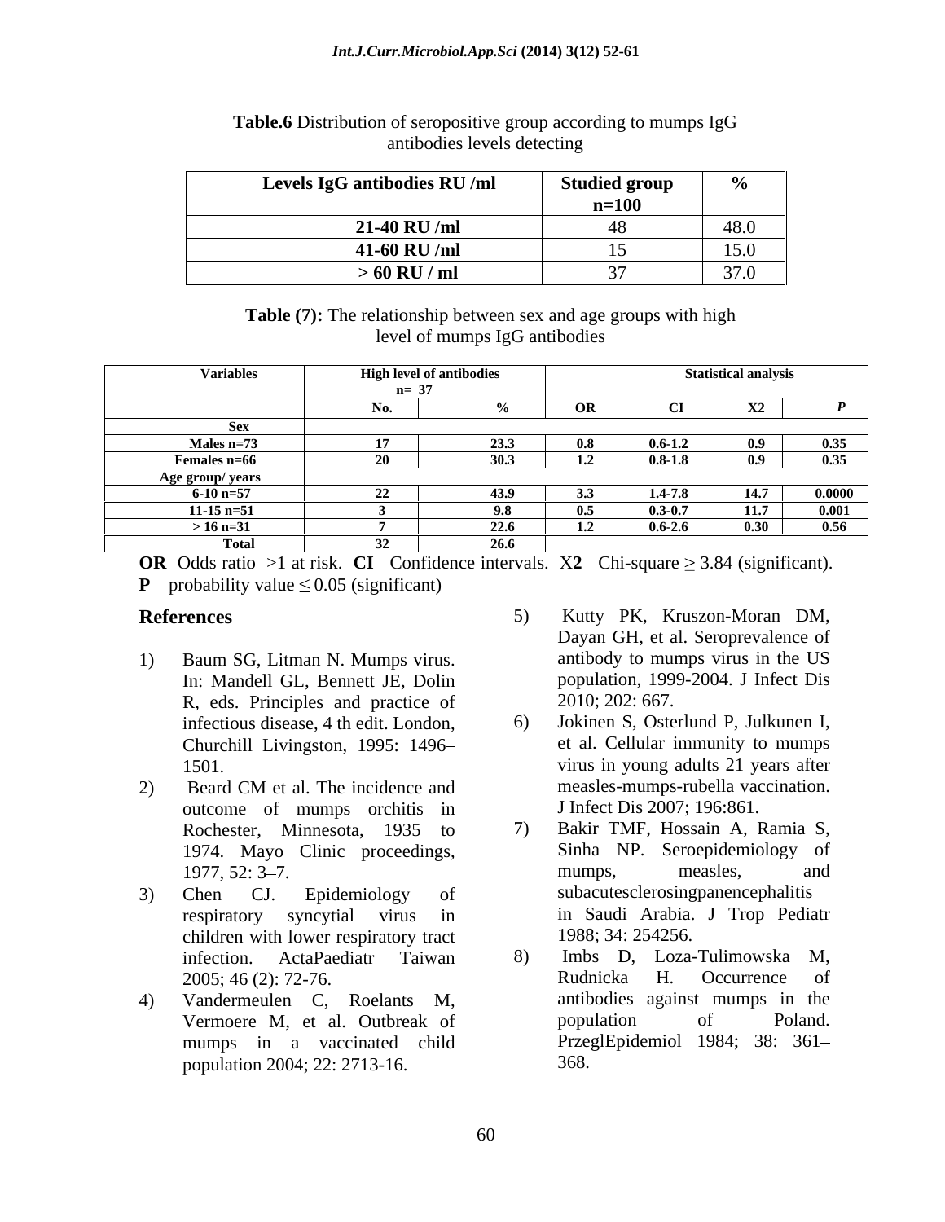**Table.6** Distribution of seropositive group according to mumps IgG antibodies levels detecting

| Levels IgG antibodies RU /ml | Studied group n=100 | % |
|---|---|---|
| **21-40 RU /ml** | 48 | 48.0 |
| **41-60 RU /ml** | 15 | 15.0 |
| **> 60 RU / ml** | 37 | 37.0 |

**Table (7):** The relationship between sex and age groups with high level of mumps IgG antibodies

| Variables | High level of antibodies n= 37 | | Statistical analysis | | | |
|---|---|---|---|---|---|---|
| | No. | % | OR | CI | X2 | P |
| **Sex** | | | | | | |
| **Males n=73** | 17 | 23.3 | 0.8 | 0.6-1.2 | 0.9 | 0.35 |
| **Females n=66** | 20 | 30.3 | 1.2 | 0.8-1.8 | 0.9 | 0.35 |
| **Age group/ years** | | | | | | |
| **6-10 n=57** | 22 | 43.9 | 3.3 | 1.4-7.8 | 14.7 | 0.0000 |
| **11-15 n=51** | 3 | 9.8 | 0.5 | 0.3-0.7 | 11.7 | 0.001 |
| **> 16 n=31** | 7 | 22.6 | 1.2 | 0.6-2.6 | 0.30 | 0.56 |
| **Total** | 32 | 26.6 | | | | |

**OR** Odds ratio >1 at risk. **CI** Confidence intervals. X**2** Chi-square ≥ 3.84 (significant).
**P** probability value ≤ 0.05 (significant)

## References

1) Baum SG, Litman N. Mumps virus. In: Mandell GL, Bennett JE, Dolin R, eds. Principles and practice of infectious disease, 4 th edit. London, Churchill Livingston, 1995: 1496–1501.
2) Beard CM et al. The incidence and outcome of mumps orchitis in Rochester, Minnesota, 1935 to 1974. Mayo Clinic proceedings, 1977, 52: 3–7.
3) Chen CJ. Epidemiology of respiratory syncytial virus in children with lower respiratory tract infection. ActaPaediatr Taiwan 2005; 46 (2): 72-76.
4) Vandermeulen C, Roelants M, Vermoere M, et al. Outbreak of mumps in a vaccinated child population 2004; 22: 2713-16.
5) Kutty PK, Kruszon-Moran DM, Dayan GH, et al. Seroprevalence of antibody to mumps virus in the US population, 1999-2004. J Infect Dis 2010; 202: 667.
6) Jokinen S, Osterlund P, Julkunen I, et al. Cellular immunity to mumps virus in young adults 21 years after measles-mumps-rubella vaccination. J Infect Dis 2007; 196:861.
7) Bakir TMF, Hossain A, Ramia S, Sinha NP. Seroepidemiology of mumps, measles, and subacutesclerosingpanencephalitis in Saudi Arabia. J Trop Pediatr 1988; 34: 254256.
8) Imbs D, Loza-Tulimowska M, Rudnicka H. Occurrence of antibodies against mumps in the population of Poland. PrzeglEpidemiol 1984; 38: 361–368.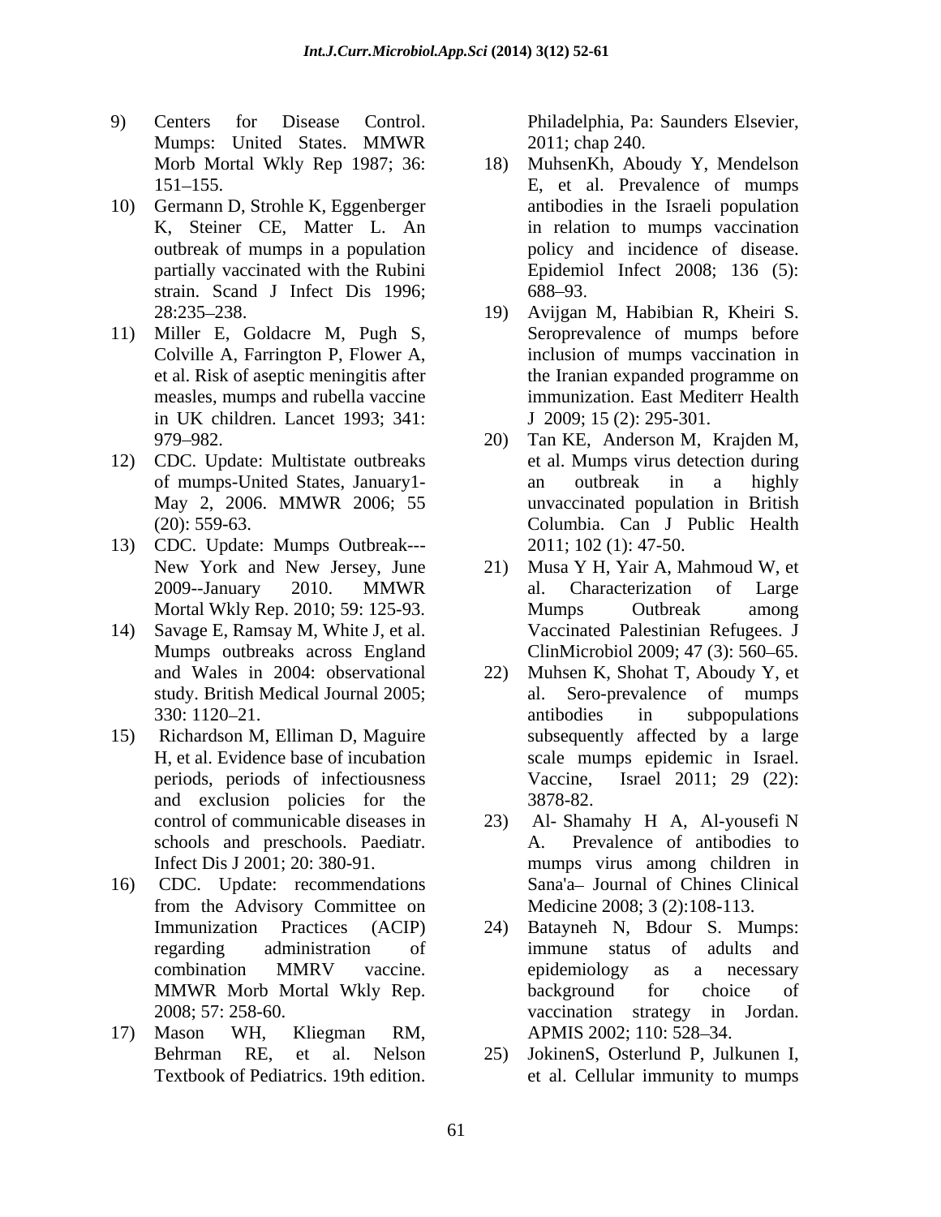9) Centers for Disease Control. Mumps: United States. MMWR Morb Mortal Wkly Rep 1987; 36: 151–155.
10) Germann D, Strohle K, Eggenberger K, Steiner CE, Matter L. An outbreak of mumps in a population partially vaccinated with the Rubini strain. Scand J Infect Dis 1996; 28:235–238.
11) Miller E, Goldacre M, Pugh S, Colville A, Farrington P, Flower A, et al. Risk of aseptic meningitis after measles, mumps and rubella vaccine in UK children. Lancet 1993; 341: 979–982.
12) CDC. Update: Multistate outbreaks of mumps-United States, January1-May 2, 2006. MMWR 2006; 55 (20): 559-63.
13) CDC. Update: Mumps Outbreak---New York and New Jersey, June 2009--January 2010. MMWR Mortal Wkly Rep. 2010; 59: 125-93.
14) Savage E, Ramsay M, White J, et al. Mumps outbreaks across England and Wales in 2004: observational study. British Medical Journal 2005; 330: 1120–21.
15) Richardson M, Elliman D, Maguire H, et al. Evidence base of incubation periods, periods of infectiousness and exclusion policies for the control of communicable diseases in schools and preschools. Paediatr. Infect Dis J 2001; 20: 380-91.
16) CDC. Update: recommendations from the Advisory Committee on Immunization Practices (ACIP) regarding administration of combination MMRV vaccine. MMWR Morb Mortal Wkly Rep. 2008; 57: 258-60.
17) Mason WH, Kliegman RM, Behrman RE, et al. Nelson Textbook of Pediatrics. 19th edition. Philadelphia, Pa: Saunders Elsevier, 2011; chap 240.
18) MuhsenKh, Aboudy Y, Mendelson E, et al. Prevalence of mumps antibodies in the Israeli population in relation to mumps vaccination policy and incidence of disease. Epidemiol Infect 2008; 136 (5): 688–93.
19) Avijgan M, Habibian R, Kheiri S. Seroprevalence of mumps before inclusion of mumps vaccination in the Iranian expanded programme on immunization. East Mediterr Health J 2009; 15 (2): 295-301.
20) Tan KE, Anderson M, Krajden M, et al. Mumps virus detection during an outbreak in a highly unvaccinated population in British Columbia. Can J Public Health 2011; 102 (1): 47-50.
21) Musa Y H, Yair A, Mahmoud W, et al. Characterization of Large Mumps Outbreak among Vaccinated Palestinian Refugees. J ClinMicrobiol 2009; 47 (3): 560–65.
22) Muhsen K, Shohat T, Aboudy Y, et al. Sero-prevalence of mumps antibodies in subpopulations subsequently affected by a large scale mumps epidemic in Israel. Vaccine, Israel 2011; 29 (22): 3878-82.
23) Al- Shamahy H A, Al-yousefi N A. Prevalence of antibodies to mumps virus among children in Sana'a– Journal of Chines Clinical Medicine 2008; 3 (2):108-113.
24) Batayneh N, Bdour S. Mumps: immune status of adults and epidemiology as a necessary background for choice of vaccination strategy in Jordan. APMIS 2002; 110: 528–34.
25) JokinenS, Osterlund P, Julkunen I, et al. Cellular immunity to mumps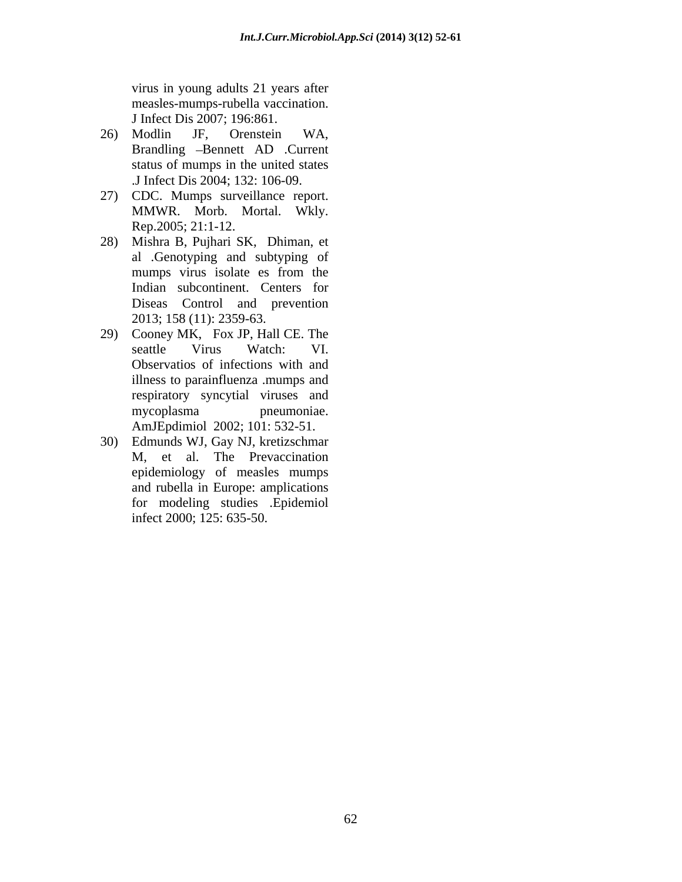virus in young adults 21 years after measles-mumps-rubella vaccination. J Infect Dis 2007; 196:861.

26) Modlin JF, Orenstein WA, Brandling –Bennett AD .Current status of mumps in the united states .J Infect Dis 2004; 132: 106-09.
27) CDC. Mumps surveillance report. MMWR. Morb. Mortal. Wkly. Rep.2005; 21:1-12.
28) Mishra B, Pujhari SK, Dhiman, et al .Genotyping and subtyping of mumps virus isolate es from the Indian subcontinent. Centers for Diseas Control and prevention 2013; 158 (11): 2359-63.
29) Cooney MK, Fox JP, Hall CE. The seattle Virus Watch: VI. Observatios of infections with and illness to parainfluenza .mumps and respiratory syncytial viruses and mycoplasma pneumoniae. AmJEpdimiol 2002; 101: 532-51.
30) Edmunds WJ, Gay NJ, kretizschmar M, et al. The Prevaccination epidemiology of measles mumps and rubella in Europe: amplications for modeling studies .Epidemiol infect 2000; 125: 635-50.